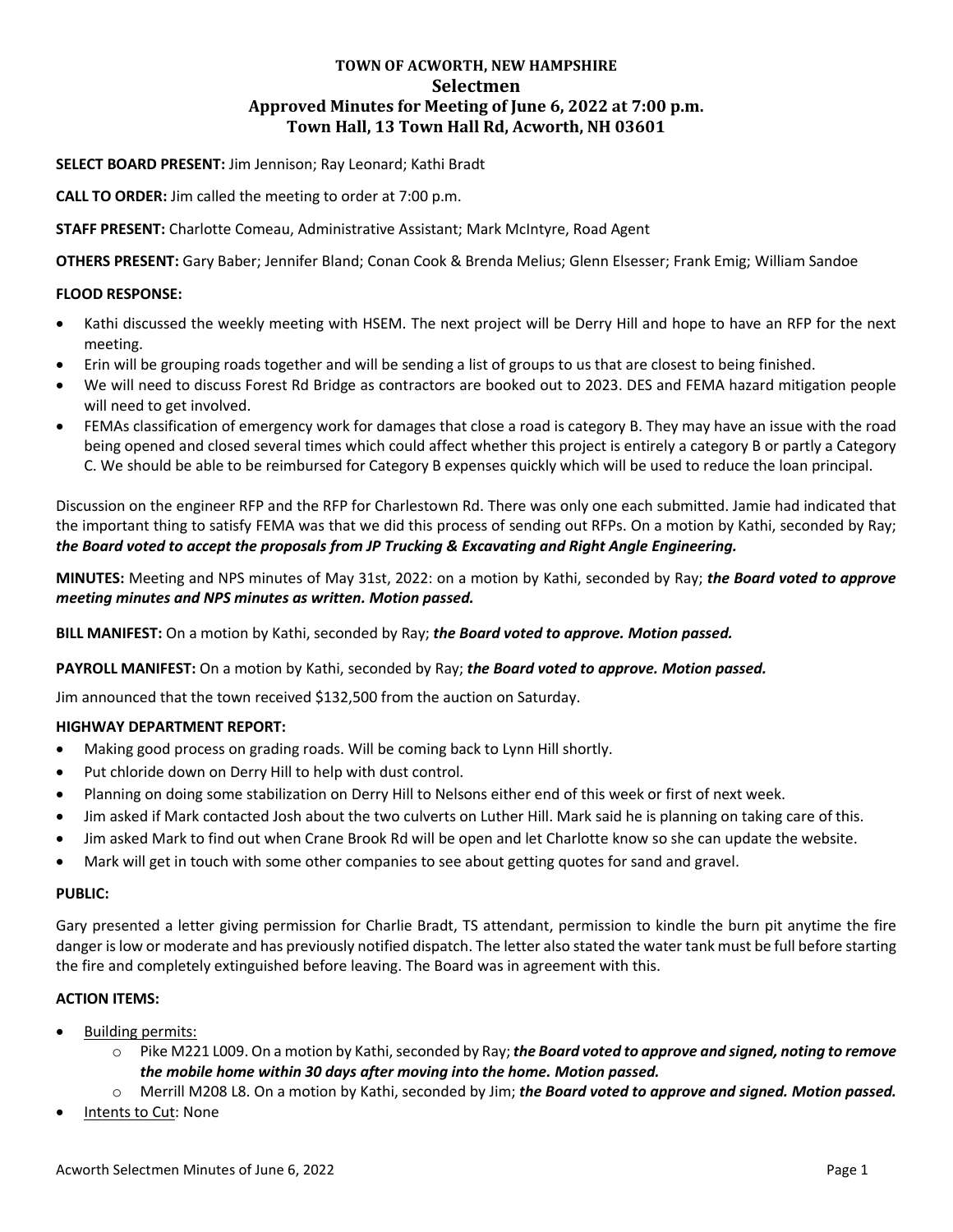# TOWN OF ACWORTH, NEW HAMPSHIRE
## Selectmen
## Approved Minutes for Meeting of June 6, 2022 at 7:00 p.m.
## Town Hall, 13 Town Hall Rd, Acworth, NH 03601

**SELECT BOARD PRESENT:** Jim Jennison; Ray Leonard; Kathi Bradt

**CALL TO ORDER:** Jim called the meeting to order at 7:00 p.m.

**STAFF PRESENT:** Charlotte Comeau, Administrative Assistant; Mark McIntyre, Road Agent

**OTHERS PRESENT:** Gary Baber; Jennifer Bland; Conan Cook & Brenda Melius; Glenn Elsesser; Frank Emig; William Sandoe

**FLOOD RESPONSE:**

- Kathi discussed the weekly meeting with HSEM. The next project will be Derry Hill and hope to have an RFP for the next meeting.
- Erin will be grouping roads together and will be sending a list of groups to us that are closest to being finished.
- We will need to discuss Forest Rd Bridge as contractors are booked out to 2023. DES and FEMA hazard mitigation people will need to get involved.
- FEMAs classification of emergency work for damages that close a road is category B. They may have an issue with the road being opened and closed several times which could affect whether this project is entirely a category B or partly a Category C. We should be able to be reimbursed for Category B expenses quickly which will be used to reduce the loan principal.

Discussion on the engineer RFP and the RFP for Charlestown Rd. There was only one each submitted. Jamie had indicated that the important thing to satisfy FEMA was that we did this process of sending out RFPs. On a motion by Kathi, seconded by Ray; ***the Board voted to accept the proposals from JP Trucking & Excavating and Right Angle Engineering.***

**MINUTES:** Meeting and NPS minutes of May 31st, 2022: on a motion by Kathi, seconded by Ray; ***the Board voted to approve meeting minutes and NPS minutes as written. Motion passed.***

**BILL MANIFEST:** On a motion by Kathi, seconded by Ray; ***the Board voted to approve. Motion passed.***

**PAYROLL MANIFEST:** On a motion by Kathi, seconded by Ray; ***the Board voted to approve. Motion passed.***

Jim announced that the town received $132,500 from the auction on Saturday.

**HIGHWAY DEPARTMENT REPORT:**

- Making good process on grading roads. Will be coming back to Lynn Hill shortly.
- Put chloride down on Derry Hill to help with dust control.
- Planning on doing some stabilization on Derry Hill to Nelsons either end of this week or first of next week.
- Jim asked if Mark contacted Josh about the two culverts on Luther Hill. Mark said he is planning on taking care of this.
- Jim asked Mark to find out when Crane Brook Rd will be open and let Charlotte know so she can update the website.
- Mark will get in touch with some other companies to see about getting quotes for sand and gravel.

**PUBLIC:**

Gary presented a letter giving permission for Charlie Bradt, TS attendant, permission to kindle the burn pit anytime the fire danger is low or moderate and has previously notified dispatch. The letter also stated the water tank must be full before starting the fire and completely extinguished before leaving. The Board was in agreement with this.

**ACTION ITEMS:**

- Building permits:
  - Pike M221 L009. On a motion by Kathi, seconded by Ray; ***the Board voted to approve and signed, noting to remove the mobile home within 30 days after moving into the home. Motion passed.***
  - Merrill M208 L8. On a motion by Kathi, seconded by Jim; ***the Board voted to approve and signed. Motion passed.***
- Intents to Cut: None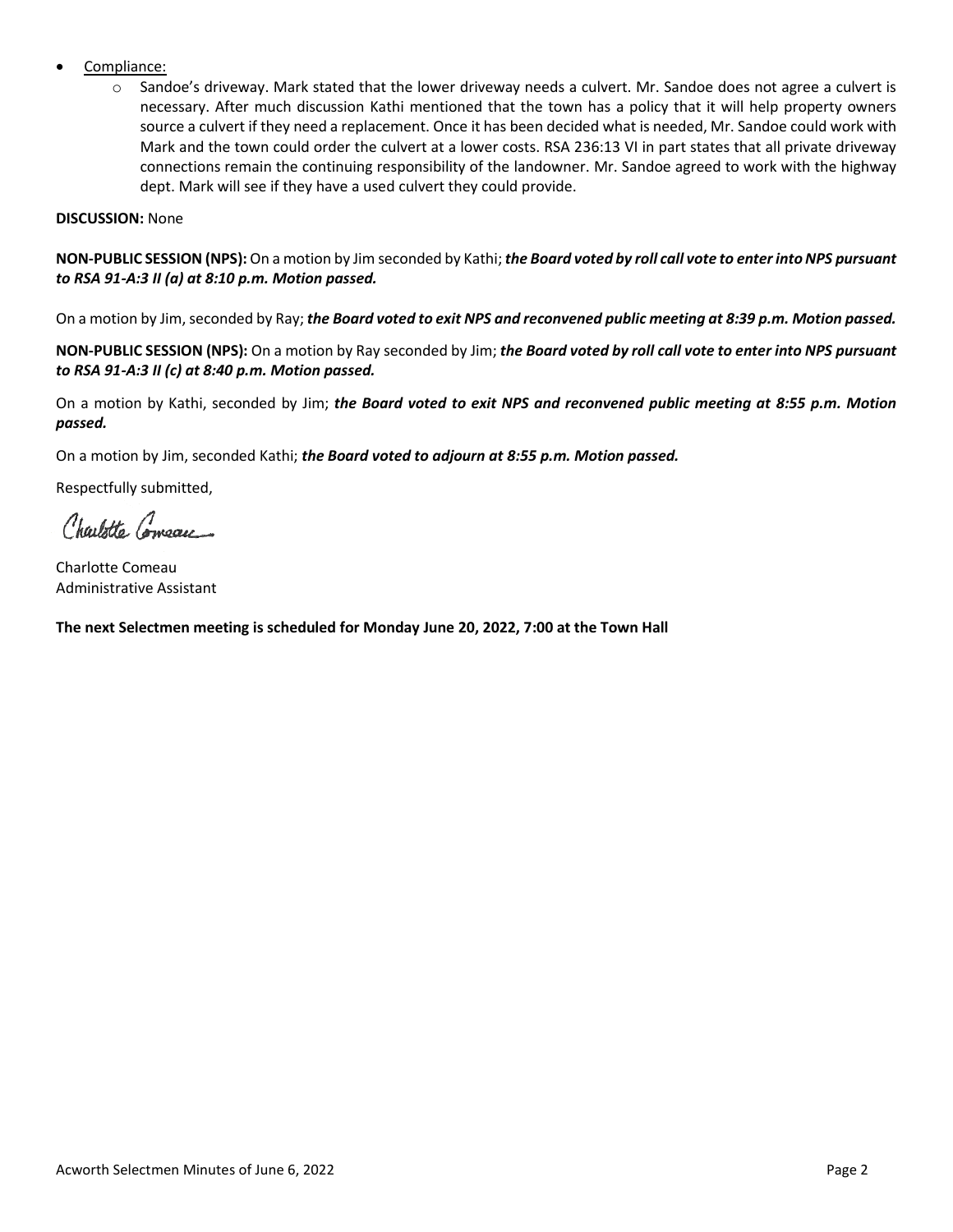- Compliance:
  - Sandoe's driveway. Mark stated that the lower driveway needs a culvert. Mr. Sandoe does not agree a culvert is necessary. After much discussion Kathi mentioned that the town has a policy that it will help property owners source a culvert if they need a replacement. Once it has been decided what is needed, Mr. Sandoe could work with Mark and the town could order the culvert at a lower costs. RSA 236:13 VI in part states that all private driveway connections remain the continuing responsibility of the landowner. Mr. Sandoe agreed to work with the highway dept. Mark will see if they have a used culvert they could provide.

**DISCUSSION:** None

**NON-PUBLIC SESSION (NPS):** On a motion by Jim seconded by Kathi; ***the Board voted by roll call vote to enter into NPS pursuant to RSA 91-A:3 II (a) at 8:10 p.m. Motion passed.***

On a motion by Jim, seconded by Ray; ***the Board voted to exit NPS and reconvened public meeting at 8:39 p.m. Motion passed.***

**NON-PUBLIC SESSION (NPS):** On a motion by Ray seconded by Jim; ***the Board voted by roll call vote to enter into NPS pursuant to RSA 91-A:3 II (c) at 8:40 p.m. Motion passed.***

On a motion by Kathi, seconded by Jim; ***the Board voted to exit NPS and reconvened public meeting at 8:55 p.m. Motion passed.***

On a motion by Jim, seconded Kathi; ***the Board voted to adjourn at 8:55 p.m. Motion passed.***

Respectfully submitted,

Charlotte Comeau

Charlotte Comeau
Administrative Assistant

**The next Selectmen meeting is scheduled for Monday June 20, 2022, 7:00 at the Town Hall**